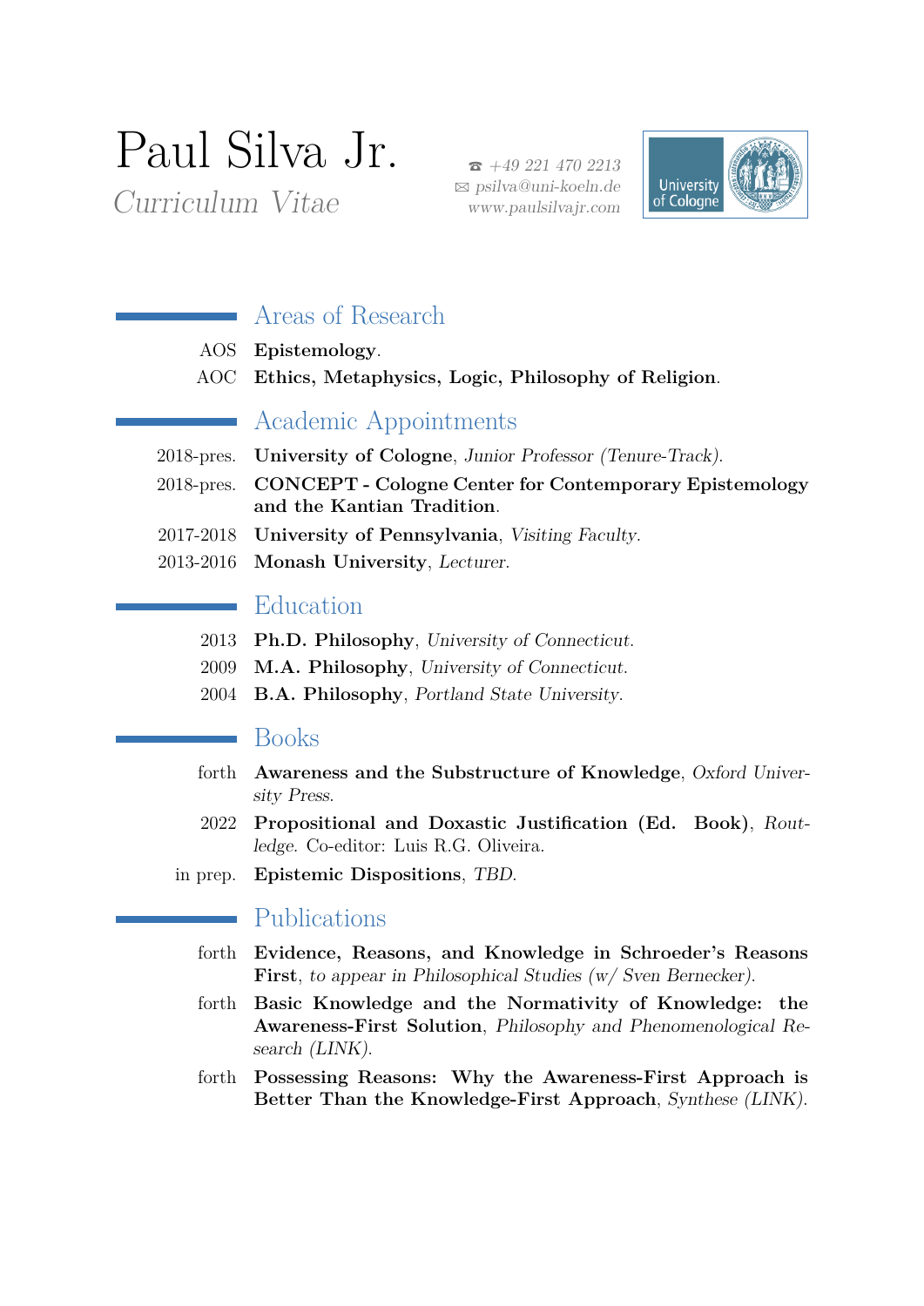# Paul Silva Jr.

*Curriculum Vitae*

☎ *+49 221 470 2213*
✉ *psilva@uni-koeln.de*
*www.paulsilvajr.com*

University of Cologne

## Areas of Research

AOS **Epistemology**.

AOC **Ethics, Metaphysics, Logic, Philosophy of Religion**.

## Academic Appointments

2018-pres. **University of Cologne**, *Junior Professor (Tenure-Track)*.

2018-pres. **CONCEPT - Cologne Center for Contemporary Epistemology and the Kantian Tradition**.

2017-2018 **University of Pennsylvania**, *Visiting Faculty*.

2013-2016 **Monash University**, *Lecturer*.

## Education

2013 **Ph.D. Philosophy**, *University of Connecticut*.

2009 **M.A. Philosophy**, *University of Connecticut*.

2004 **B.A. Philosophy**, *Portland State University*.

## Books

forth **Awareness and the Substructure of Knowledge**, *Oxford University Press*.

2022 **Propositional and Doxastic Justification (Ed. Book)**, *Routledge*. Co-editor: Luis R.G. Oliveira.

in prep. **Epistemic Dispositions**, *TBD*.

## Publications

forth **Evidence, Reasons, and Knowledge in Schroeder's Reasons First**, *to appear in Philosophical Studies (w/ Sven Bernecker)*.

forth **Basic Knowledge and the Normativity of Knowledge: the Awareness-First Solution**, *Philosophy and Phenomenological Research (LINK)*.

forth **Possessing Reasons: Why the Awareness-First Approach is Better Than the Knowledge-First Approach**, *Synthese (LINK)*.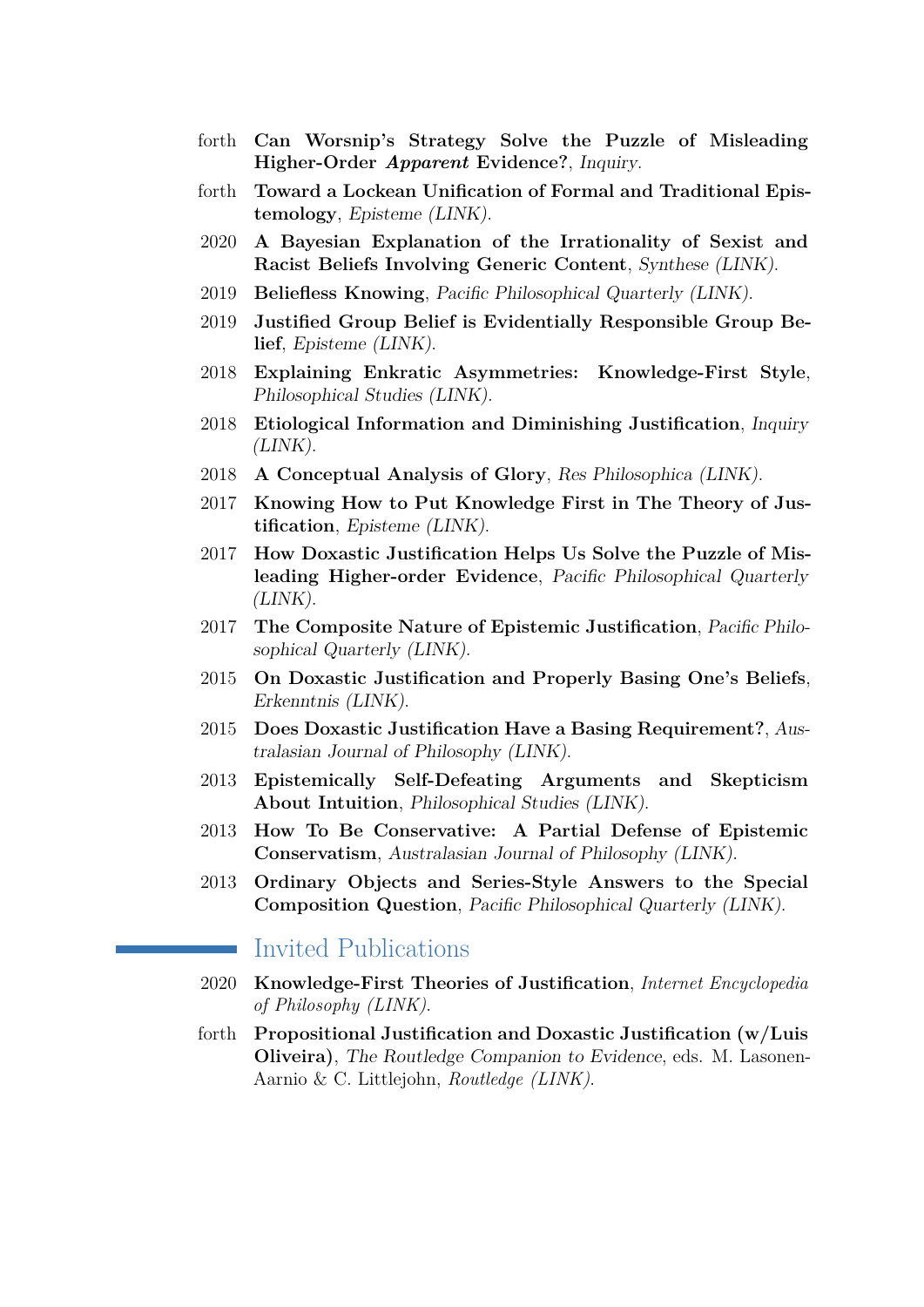- forth **Can Worsnip's Strategy Solve the Puzzle of Misleading Higher-Order *Apparent* Evidence?**, *Inquiry*.
- forth **Toward a Lockean Unification of Formal and Traditional Epistemology**, *Episteme (LINK)*.
- 2020 **A Bayesian Explanation of the Irrationality of Sexist and Racist Beliefs Involving Generic Content**, *Synthese (LINK)*.
- 2019 **Beliefless Knowing**, *Pacific Philosophical Quarterly (LINK)*.
- 2019 **Justified Group Belief is Evidentially Responsible Group Belief**, *Episteme (LINK)*.
- 2018 **Explaining Enkratic Asymmetries: Knowledge-First Style**, *Philosophical Studies (LINK)*.
- 2018 **Etiological Information and Diminishing Justification**, *Inquiry (LINK)*.
- 2018 **A Conceptual Analysis of Glory**, *Res Philosophica (LINK)*.
- 2017 **Knowing How to Put Knowledge First in The Theory of Justification**, *Episteme (LINK)*.
- 2017 **How Doxastic Justification Helps Us Solve the Puzzle of Misleading Higher-order Evidence**, *Pacific Philosophical Quarterly (LINK)*.
- 2017 **The Composite Nature of Epistemic Justification**, *Pacific Philosophical Quarterly (LINK)*.
- 2015 **On Doxastic Justification and Properly Basing One's Beliefs**, *Erkenntnis (LINK)*.
- 2015 **Does Doxastic Justification Have a Basing Requirement?**, *Australasian Journal of Philosophy (LINK)*.
- 2013 **Epistemically Self-Defeating Arguments and Skepticism About Intuition**, *Philosophical Studies (LINK)*.
- 2013 **How To Be Conservative: A Partial Defense of Epistemic Conservatism**, *Australasian Journal of Philosophy (LINK)*.
- 2013 **Ordinary Objects and Series-Style Answers to the Special Composition Question**, *Pacific Philosophical Quarterly (LINK)*.

## Invited Publications

- 2020 **Knowledge-First Theories of Justification**, *Internet Encyclopedia of Philosophy (LINK)*.
- forth **Propositional Justification and Doxastic Justification (w/Luis Oliveira)**, *The Routledge Companion to Evidence*, eds. M. Lasonen-Aarnio & C. Littlejohn, *Routledge (LINK)*.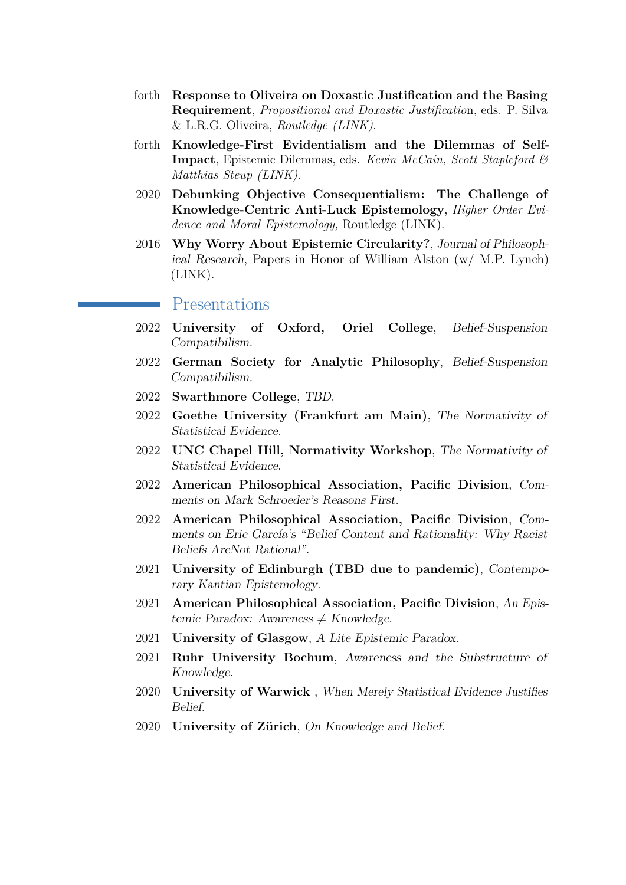forth **Response to Oliveira on Doxastic Justification and the Basing Requirement**, *Propositional and Doxastic Justificatio*n, eds. P. Silva & L.R.G. Oliveira, *Routledge (LINK).*

forth **Knowledge-First Evidentialism and the Dilemmas of Self-Impact**, Epistemic Dilemmas, eds. *Kevin McCain, Scott Stapleford & Matthias Steup (LINK).*

2020 **Debunking Objective Consequentialism: The Challenge of Knowledge-Centric Anti-Luck Epistemology**, *Higher Order Evidence and Moral Epistemology,* Routledge (LINK).

2016 **Why Worry About Epistemic Circularity?**, *Journal of Philosophical Research*, Papers in Honor of William Alston (w/ M.P. Lynch) (LINK).

## Presentations

2022 **University of Oxford, Oriel College**, *Belief-Suspension Compatibilism.*

2022 **German Society for Analytic Philosophy**, *Belief-Suspension Compatibilism.*

2022 **Swarthmore College**, *TBD.*

2022 **Goethe University (Frankfurt am Main)**, *The Normativity of Statistical Evidence.*

2022 **UNC Chapel Hill, Normativity Workshop**, *The Normativity of Statistical Evidence.*

2022 **American Philosophical Association, Pacific Division**, *Comments on Mark Schroeder's Reasons First.*

2022 **American Philosophical Association, Pacific Division**, *Comments on Eric García's "Belief Content and Rationality: Why Racist Beliefs AreNot Rational".*

2021 **University of Edinburgh (TBD due to pandemic)**, *Contemporary Kantian Epistemology.*

2021 **American Philosophical Association, Pacific Division**, *An Epistemic Paradox: Awareness ≠ Knowledge.*

2021 **University of Glasgow**, *A Lite Epistemic Paradox.*

2021 **Ruhr University Bochum**, *Awareness and the Substructure of Knowledge.*

2020 **University of Warwick** , *When Merely Statistical Evidence Justifies Belief.*

2020 **University of Zürich**, *On Knowledge and Belief.*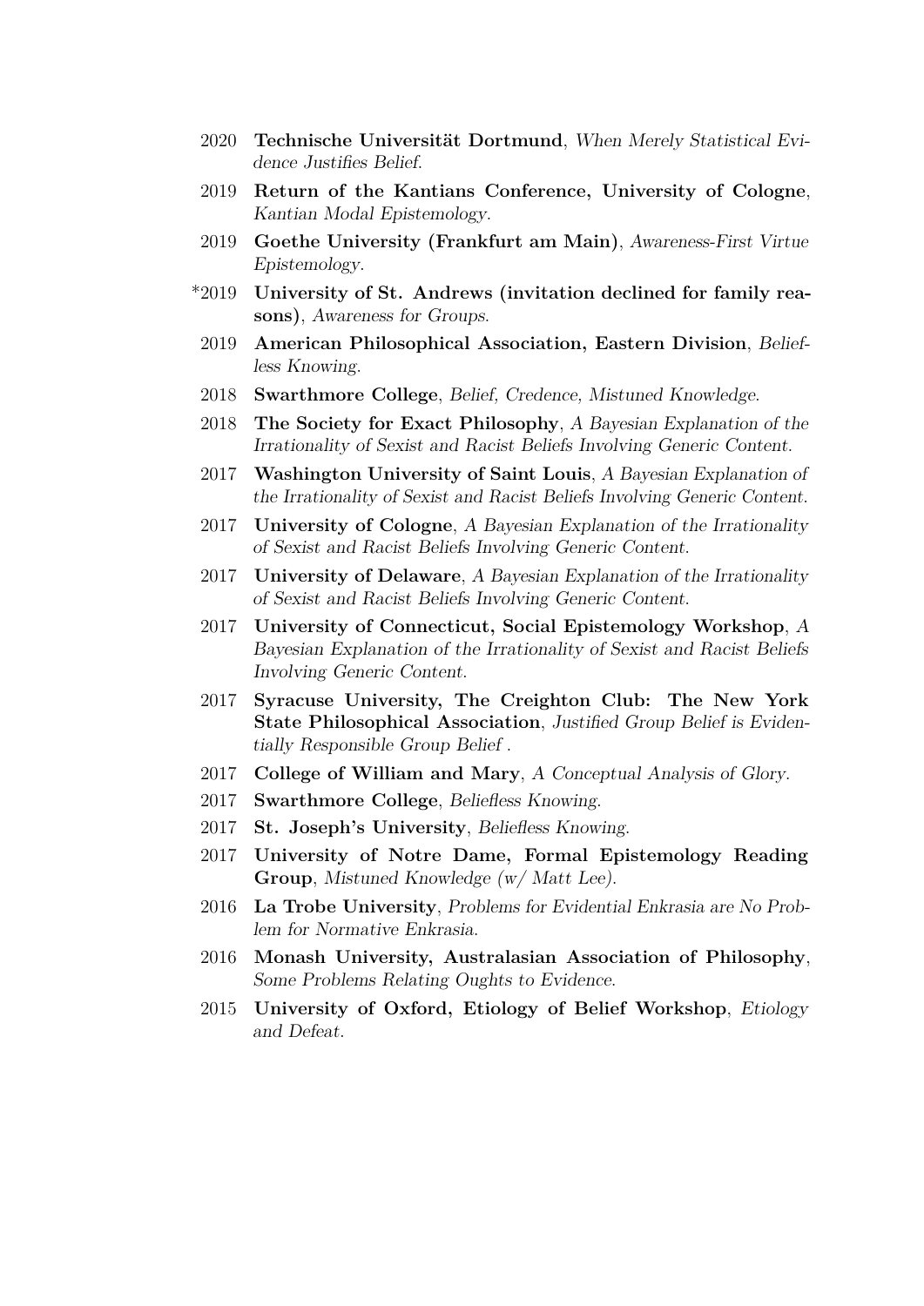2020 **Technische Universität Dortmund**, *When Merely Statistical Evidence Justifies Belief*.

2019 **Return of the Kantians Conference, University of Cologne**, *Kantian Modal Epistemology*.

2019 **Goethe University (Frankfurt am Main)**, *Awareness-First Virtue Epistemology*.

*2019 **University of St. Andrews (invitation declined for family reasons)**, *Awareness for Groups*.

2019 **American Philosophical Association, Eastern Division**, *Beliefless Knowing*.

2018 **Swarthmore College**, *Belief, Credence, Mistuned Knowledge*.

2018 **The Society for Exact Philosophy**, *A Bayesian Explanation of the Irrationality of Sexist and Racist Beliefs Involving Generic Content*.

2017 **Washington University of Saint Louis**, *A Bayesian Explanation of the Irrationality of Sexist and Racist Beliefs Involving Generic Content*.

2017 **University of Cologne**, *A Bayesian Explanation of the Irrationality of Sexist and Racist Beliefs Involving Generic Content*.

2017 **University of Delaware**, *A Bayesian Explanation of the Irrationality of Sexist and Racist Beliefs Involving Generic Content*.

2017 **University of Connecticut, Social Epistemology Workshop**, *A Bayesian Explanation of the Irrationality of Sexist and Racist Beliefs Involving Generic Content*.

2017 **Syracuse University, The Creighton Club: The New York State Philosophical Association**, *Justified Group Belief is Evidentially Responsible Group Belief* .

2017 **College of William and Mary**, *A Conceptual Analysis of Glory*.

2017 **Swarthmore College**, *Beliefless Knowing*.

2017 **St. Joseph's University**, *Beliefless Knowing*.

2017 **University of Notre Dame, Formal Epistemology Reading Group**, *Mistuned Knowledge (w/ Matt Lee)*.

2016 **La Trobe University**, *Problems for Evidential Enkrasia are No Problem for Normative Enkrasia*.

2016 **Monash University, Australasian Association of Philosophy**, *Some Problems Relating Oughts to Evidence*.

2015 **University of Oxford, Etiology of Belief Workshop**, *Etiology and Defeat*.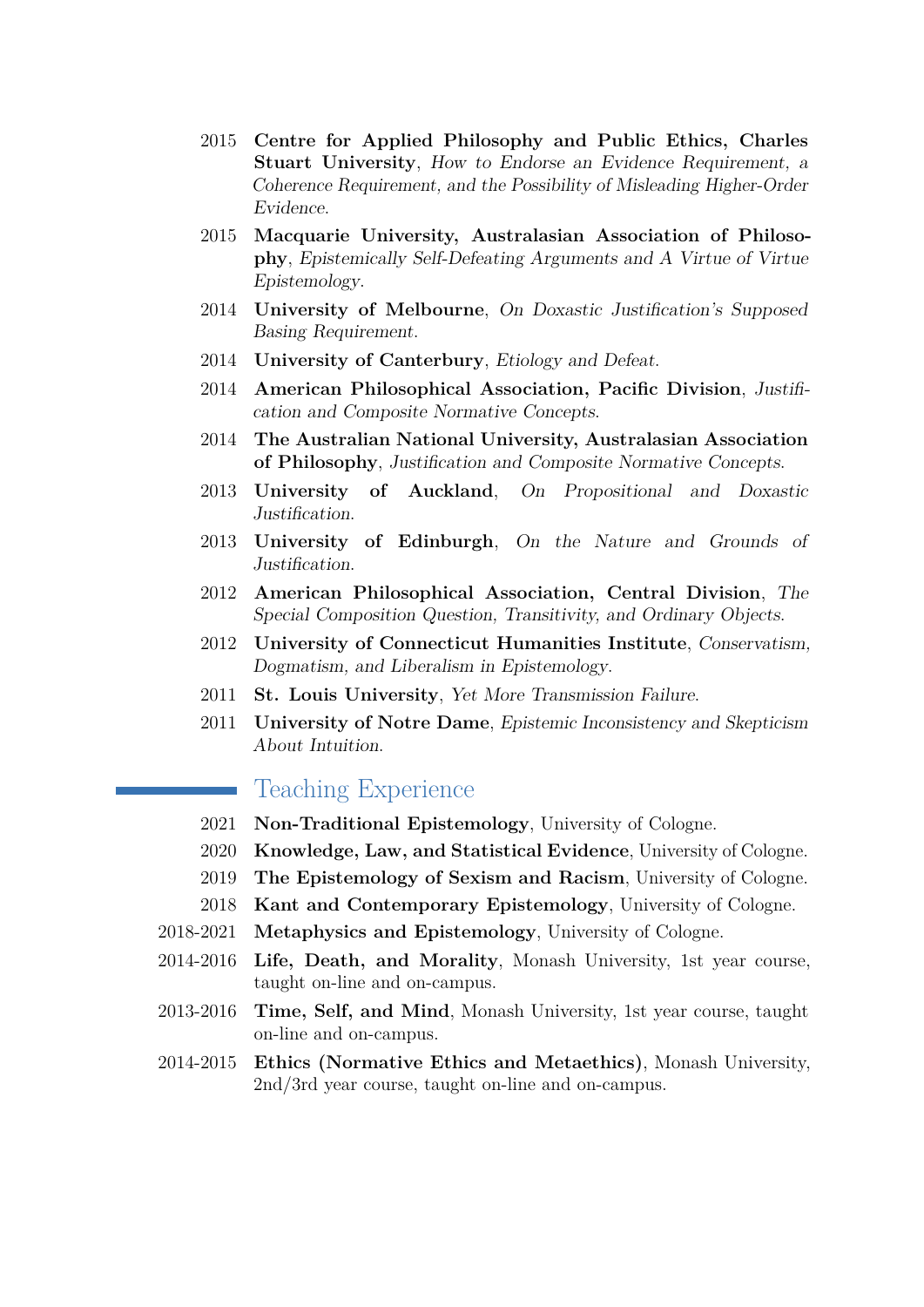- 2015 **Centre for Applied Philosophy and Public Ethics, Charles Stuart University**, *How to Endorse an Evidence Requirement, a Coherence Requirement, and the Possibility of Misleading Higher-Order Evidence.*
- 2015 **Macquarie University, Australasian Association of Philosophy**, *Epistemically Self-Defeating Arguments and A Virtue of Virtue Epistemology.*
- 2014 **University of Melbourne**, *On Doxastic Justification's Supposed Basing Requirement.*
- 2014 **University of Canterbury**, *Etiology and Defeat.*
- 2014 **American Philosophical Association, Pacific Division**, *Justification and Composite Normative Concepts.*
- 2014 **The Australian National University, Australasian Association of Philosophy**, *Justification and Composite Normative Concepts.*
- 2013 **University of Auckland**, *On Propositional and Doxastic Justification.*
- 2013 **University of Edinburgh**, *On the Nature and Grounds of Justification.*
- 2012 **American Philosophical Association, Central Division**, *The Special Composition Question, Transitivity, and Ordinary Objects.*
- 2012 **University of Connecticut Humanities Institute**, *Conservatism, Dogmatism, and Liberalism in Epistemology.*
- 2011 **St. Louis University**, *Yet More Transmission Failure.*
- 2011 **University of Notre Dame**, *Epistemic Inconsistency and Skepticism About Intuition.*

## Teaching Experience

- 2021 **Non-Traditional Epistemology**, University of Cologne.
- 2020 **Knowledge, Law, and Statistical Evidence**, University of Cologne.
- 2019 **The Epistemology of Sexism and Racism**, University of Cologne.
- 2018 **Kant and Contemporary Epistemology**, University of Cologne.
- 2018-2021 **Metaphysics and Epistemology**, University of Cologne.
- 2014-2016 **Life, Death, and Morality**, Monash University, 1st year course, taught on-line and on-campus.
- 2013-2016 **Time, Self, and Mind**, Monash University, 1st year course, taught on-line and on-campus.
- 2014-2015 **Ethics (Normative Ethics and Metaethics)**, Monash University, 2nd/3rd year course, taught on-line and on-campus.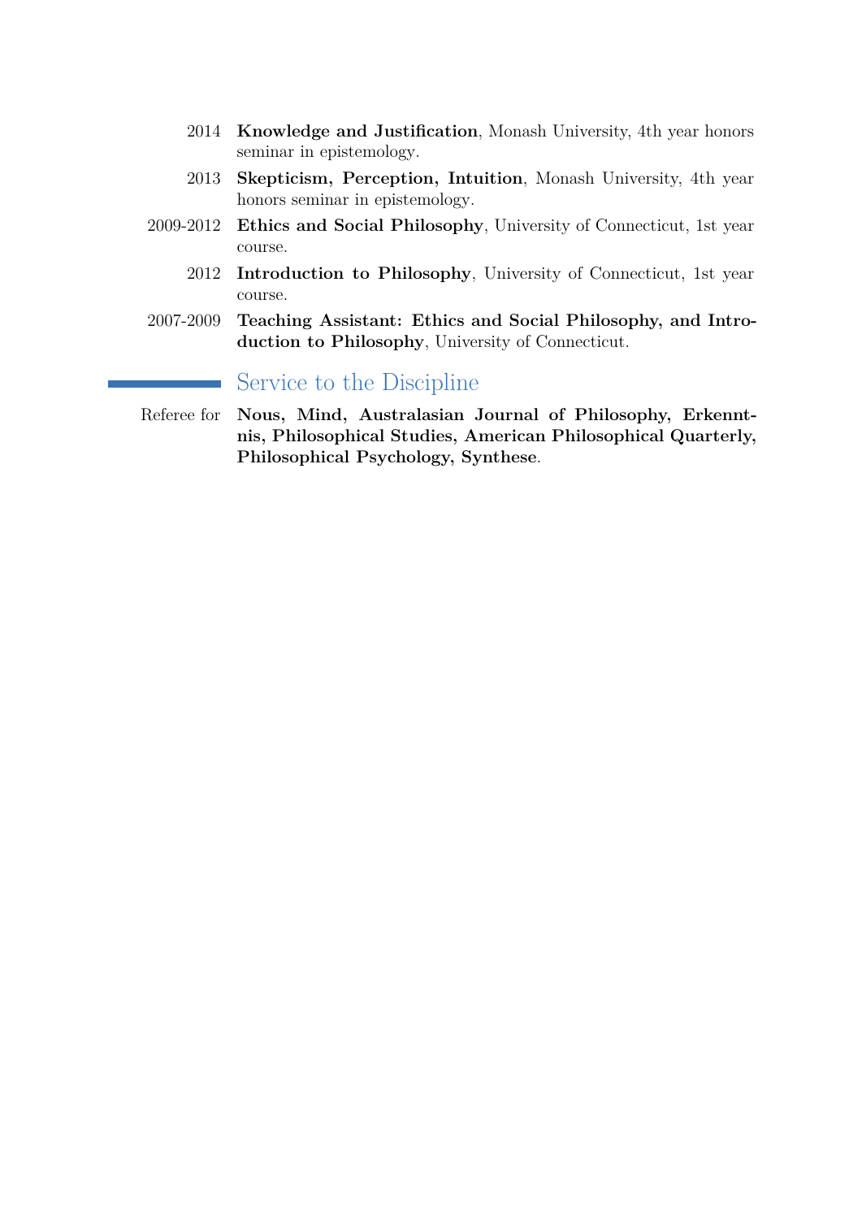2014 **Knowledge and Justification**, Monash University, 4th year honors seminar in epistemology.

2013 **Skepticism, Perception, Intuition**, Monash University, 4th year honors seminar in epistemology.

2009-2012 **Ethics and Social Philosophy**, University of Connecticut, 1st year course.

2012 **Introduction to Philosophy**, University of Connecticut, 1st year course.

2007-2009 **Teaching Assistant: Ethics and Social Philosophy, and Introduction to Philosophy**, University of Connecticut.

## Service to the Discipline

Referee for **Nous, Mind, Australasian Journal of Philosophy, Erkenntnis, Philosophical Studies, American Philosophical Quarterly, Philosophical Psychology, Synthese**.